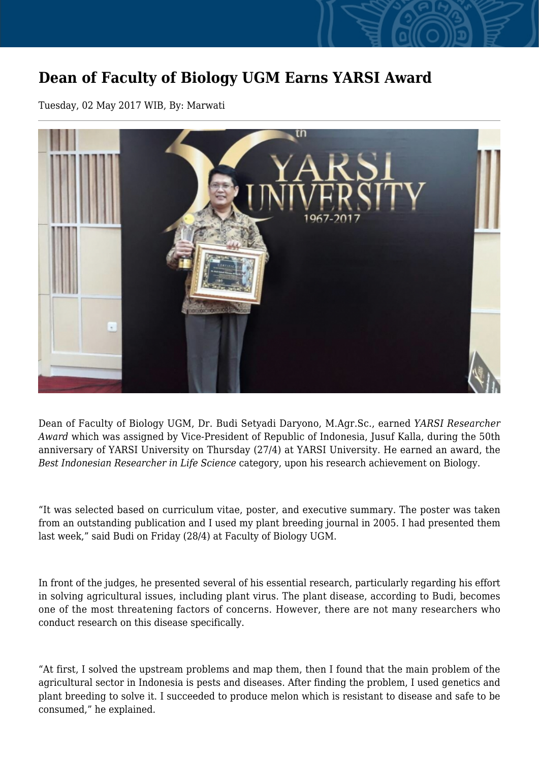# Dean of Faculty of Biology UGM Earns YARSI Award

Tuesday, 02 May 2017 WIB, By: Marwati

Dean of Faculty of Biology UGM, Dr. Budi Setyadi Daryono, M.Agr.Sc., earned *YARSI Researcher Award* which was assigned by Vice-President of Republic of Indonesia, Jusuf Kalla, during the 50th anniversary of YARSI University on Thursday (27/4) at YARSI University. He earned an award, the *Best Indonesian Researcher in Life Science* category, upon his research achievement on Biology.

"It was selected based on curriculum vitae, poster, and executive summary. The poster was taken from an outstanding publication and I used my plant breeding journal in 2005. I had presented them last week," said Budi on Friday (28/4) at Faculty of Biology UGM.

In front of the judges, he presented several of his essential research, particularly regarding his effort in solving agricultural issues, including plant virus. The plant disease, according to Budi, becomes one of the most threatening factors of concerns. However, there are not many researchers who conduct research on this disease specifically.

"At first, I solved the upstream problems and map them, then I found that the main problem of the agricultural sector in Indonesia is pests and diseases. After finding the problem, I used genetics and plant breeding to solve it. I succeeded to produce melon which is resistant to disease and safe to be consumed," he explained.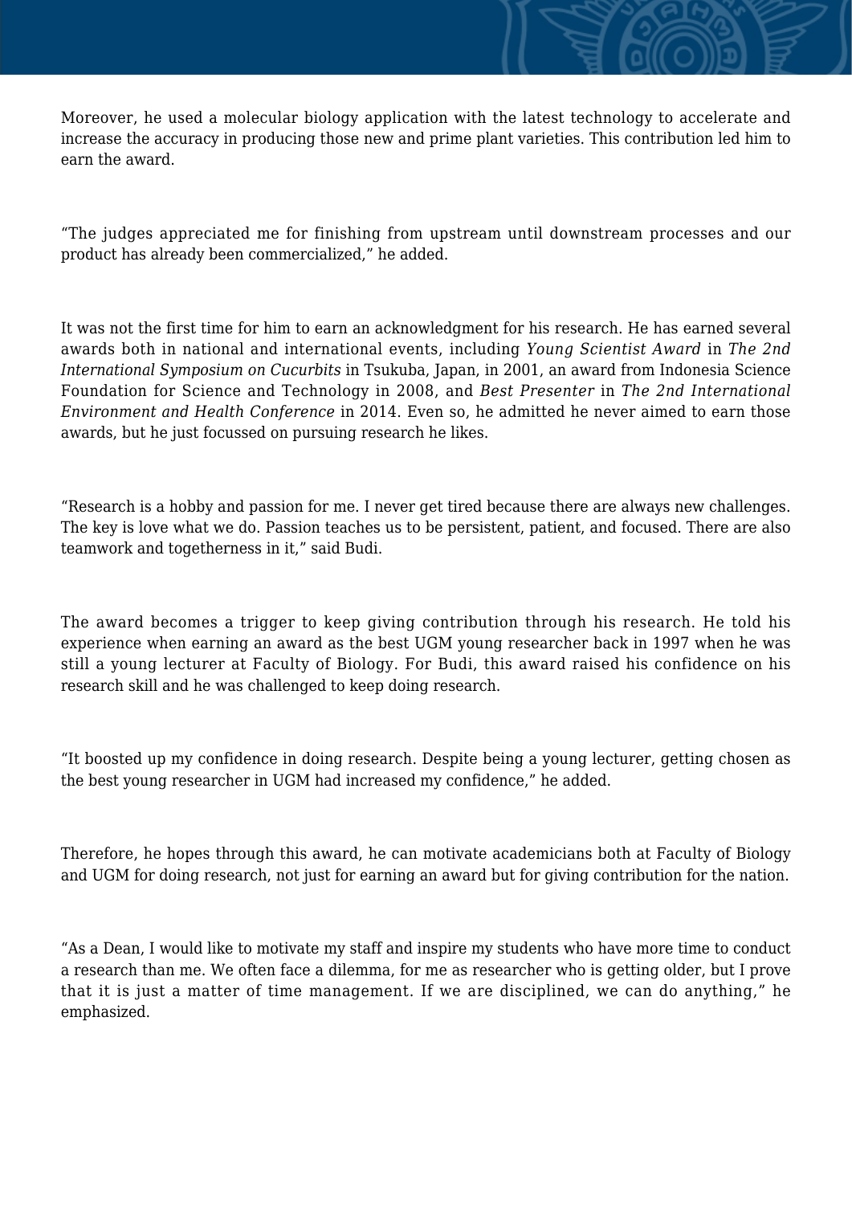Moreover, he used a molecular biology application with the latest technology to accelerate and increase the accuracy in producing those new and prime plant varieties. This contribution led him to earn the award.

“The judges appreciated me for finishing from upstream until downstream processes and our product has already been commercialized,” he added.

It was not the first time for him to earn an acknowledgment for his research. He has earned several awards both in national and international events, including *Young Scientist Award* in *The 2nd International Symposium on Cucurbits* in Tsukuba, Japan, in 2001, an award from Indonesia Science Foundation for Science and Technology in 2008, and *Best Presenter* in *The 2nd International Environment and Health Conference* in 2014. Even so, he admitted he never aimed to earn those awards, but he just focussed on pursuing research he likes.

“Research is a hobby and passion for me. I never get tired because there are always new challenges. The key is love what we do. Passion teaches us to be persistent, patient, and focused. There are also teamwork and togetherness in it,” said Budi.

The award becomes a trigger to keep giving contribution through his research. He told his experience when earning an award as the best UGM young researcher back in 1997 when he was still a young lecturer at Faculty of Biology. For Budi, this award raised his confidence on his research skill and he was challenged to keep doing research.

“It boosted up my confidence in doing research. Despite being a young lecturer, getting chosen as the best young researcher in UGM had increased my confidence,” he added.

Therefore, he hopes through this award, he can motivate academicians both at Faculty of Biology and UGM for doing research, not just for earning an award but for giving contribution for the nation.

“As a Dean, I would like to motivate my staff and inspire my students who have more time to conduct a research than me. We often face a dilemma, for me as researcher who is getting older, but I prove that it is just a matter of time management. If we are disciplined, we can do anything,” he emphasized.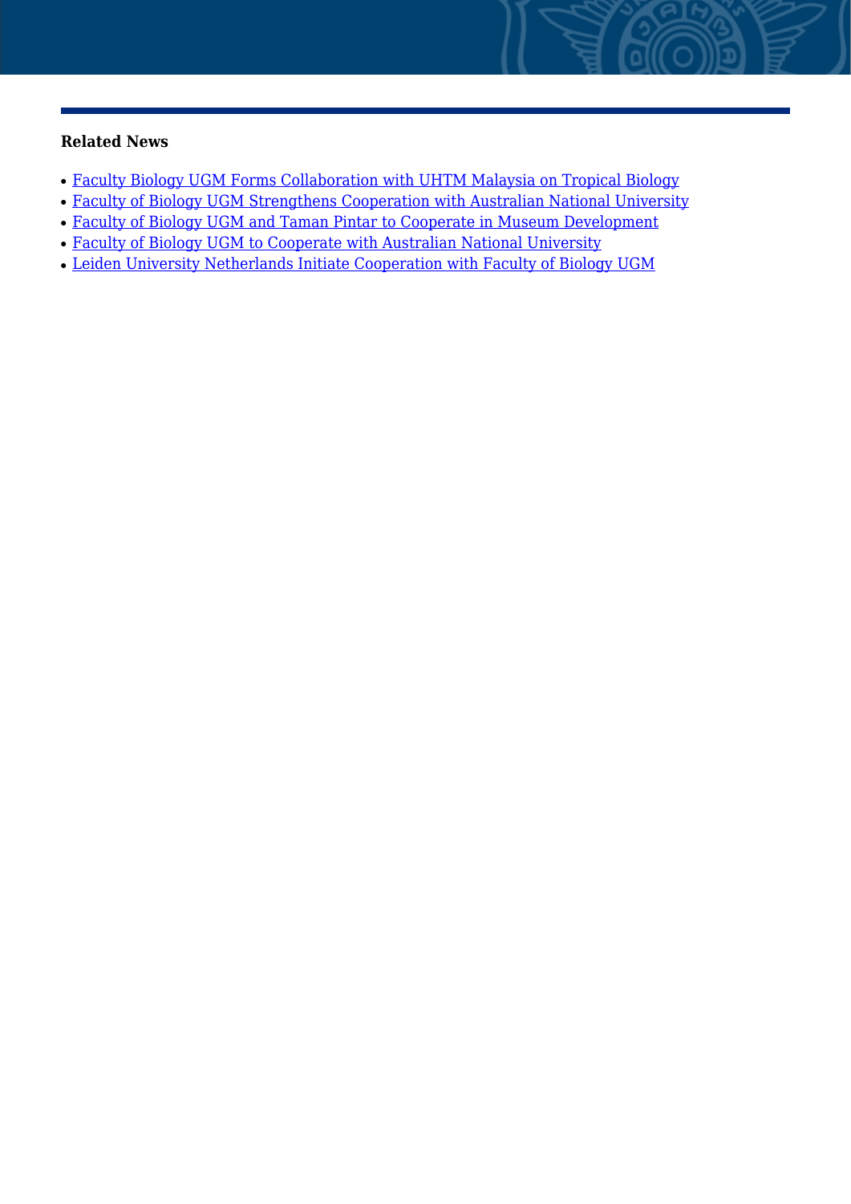### Related News

- Faculty Biology UGM Forms Collaboration with UHTM Malaysia on Tropical Biology
- Faculty of Biology UGM Strengthens Cooperation with Australian National University
- Faculty of Biology UGM and Taman Pintar to Cooperate in Museum Development
- Faculty of Biology UGM to Cooperate with Australian National University
- Leiden University Netherlands Initiate Cooperation with Faculty of Biology UGM